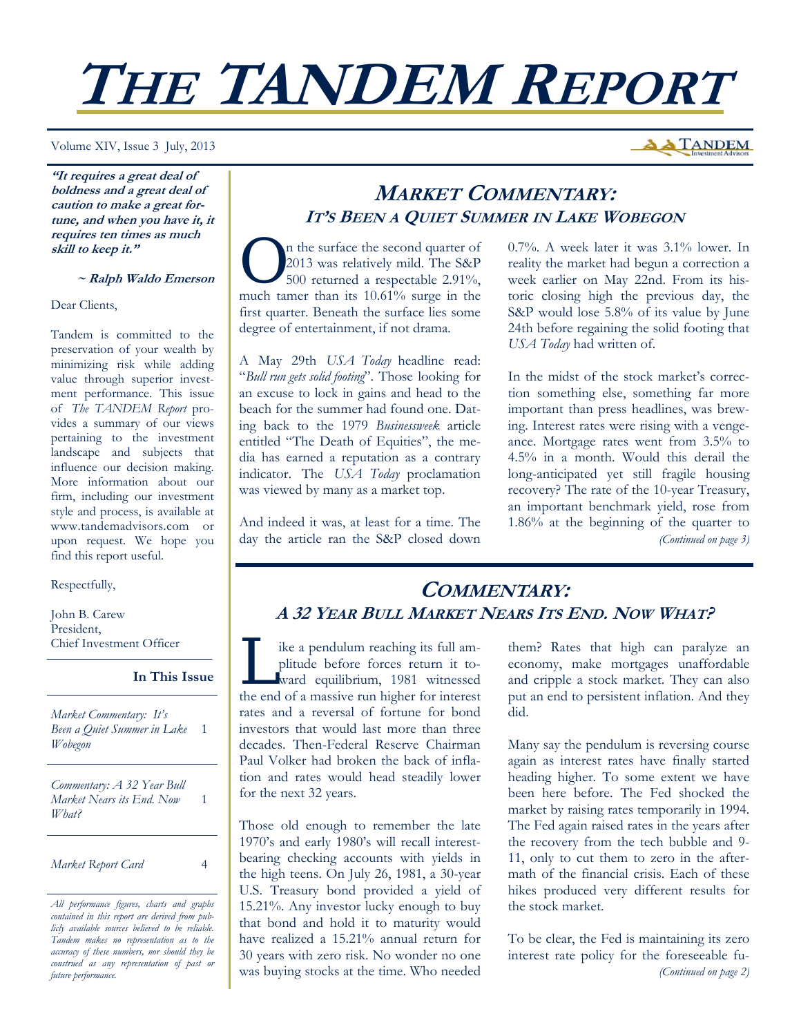# THE TANDEM REPORT

Volume XIV, Issue 3 July, 2013

***"It requires a great deal of boldness and a great deal of caution to make a great fortune, and when you have it, it requires ten times as much skill to keep it."***

***~ Ralph Waldo Emerson***

Dear Clients,

Tandem is committed to the preservation of your wealth by minimizing risk while adding value through superior investment performance. This issue of *The TANDEM Report* provides a summary of our views pertaining to the investment landscape and subjects that influence our decision making. More information about our firm, including our investment style and process, is available at www.tandemadvisors.com or upon request. We hope you find this report useful.

Respectfully,

John B. Carew
President,
Chief Investment Officer

**In This Issue**

| | |
|---|---|
| *Market Commentary: It's Been a Quiet Summer in Lake Wobegon* | 1 |
| *Commentary: A 32 Year Bull Market Nears its End. Now What?* | 1 |
| *Market Report Card* | 4 |

*All performance figures, charts and graphs contained in this report are derived from publicly available sources believed to be reliable. Tandem makes no representation as to the accuracy of these numbers, nor should they be construed as any representation of past or future performance.*

## MARKET COMMENTARY:
### IT'S BEEN A QUIET SUMMER IN LAKE WOBEGON

On the surface the second quarter of 2013 was relatively mild. The S&P 500 returned a respectable 2.91%, much tamer than its 10.61% surge in the first quarter. Beneath the surface lies some degree of entertainment, if not drama.

A May 29th *USA Today* headline read: "*Bull run gets solid footing*". Those looking for an excuse to lock in gains and head to the beach for the summer had found one. Dating back to the 1979 *Businessweek* article entitled "The Death of Equities", the media has earned a reputation as a contrary indicator. The *USA Today* proclamation was viewed by many as a market top.

And indeed it was, at least for a time. The day the article ran the S&P closed down 0.7%. A week later it was 3.1% lower. In reality the market had begun a correction a week earlier on May 22nd. From its historic closing high the previous day, the S&P would lose 5.8% of its value by June 24th before regaining the solid footing that *USA Today* had written of.

In the midst of the stock market's correction something else, something far more important than press headlines, was brewing. Interest rates were rising with a vengeance. Mortgage rates went from 3.5% to 4.5% in a month. Would this derail the long-anticipated yet still fragile housing recovery? The rate of the 10-year Treasury, an important benchmark yield, rose from 1.86% at the beginning of the quarter to

*(Continued on page 3)*

## COMMENTARY:
### A 32 YEAR BULL MARKET NEARS ITS END. NOW WHAT?

Like a pendulum reaching its full amplitude before forces return it toward equilibrium, 1981 witnessed the end of a massive run higher for interest rates and a reversal of fortune for bond investors that would last more than three decades. Then-Federal Reserve Chairman Paul Volker had broken the back of inflation and rates would head steadily lower for the next 32 years.

Those old enough to remember the late 1970's and early 1980's will recall interest-bearing checking accounts with yields in the high teens. On July 26, 1981, a 30-year U.S. Treasury bond provided a yield of 15.21%. Any investor lucky enough to buy that bond and hold it to maturity would have realized a 15.21% annual return for 30 years with zero risk. No wonder no one was buying stocks at the time. Who needed them? Rates that high can paralyze an economy, make mortgages unaffordable and cripple a stock market. They can also put an end to persistent inflation. And they did.

Many say the pendulum is reversing course again as interest rates have finally started heading higher. To some extent we have been here before. The Fed shocked the market by raising rates temporarily in 1994. The Fed again raised rates in the years after the recovery from the tech bubble and 9-11, only to cut them to zero in the aftermath of the financial crisis. Each of these hikes produced very different results for the stock market.

To be clear, the Fed is maintaining its zero interest rate policy for the foreseeable fu-

*(Continued on page 2)*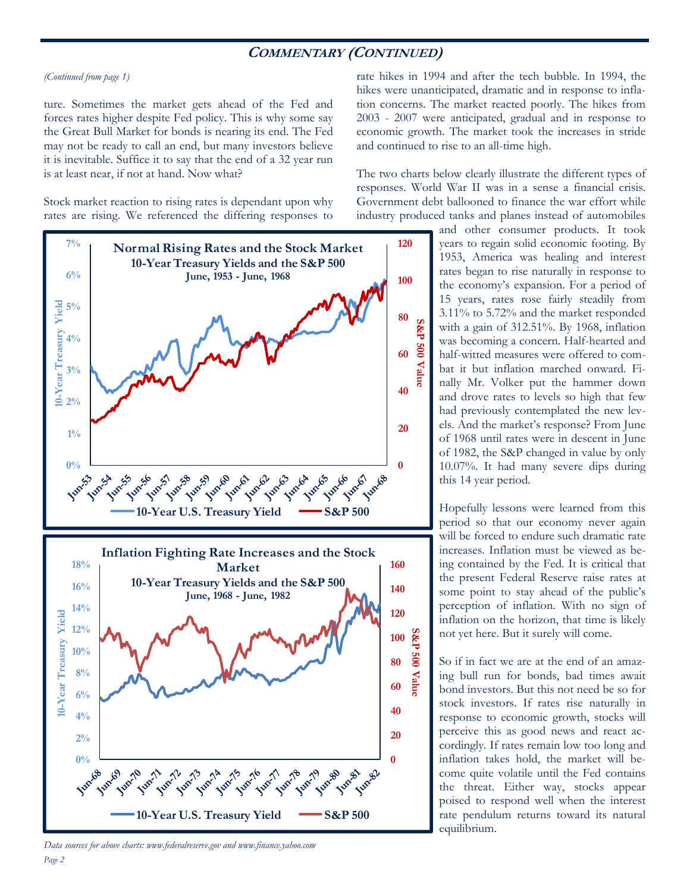## Commentary (Continued)

*(Continued from page 1)*

ture. Sometimes the market gets ahead of the Fed and forces rates higher despite Fed policy. This is why some say the Great Bull Market for bonds is nearing its end. The Fed may not be ready to call an end, but many investors believe it is inevitable. Suffice it to say that the end of a 32 year run is at least near, if not at hand. Now what?

Stock market reaction to rising rates is dependant upon why rates are rising. We referenced the differing responses to rate hikes in 1994 and after the tech bubble. In 1994, the hikes were unanticipated, dramatic and in response to inflation concerns. The market reacted poorly. The hikes from 2003 - 2007 were anticipated, gradual and in response to economic growth. The market took the increases in stride and continued to rise to an all-time high.

The two charts below clearly illustrate the different types of responses. World War II was in a sense a financial crisis. Government debt ballooned to finance the war effort while industry produced tanks and planes instead of automobiles and other consumer products. It took years to regain solid economic footing. By 1953, America was healing and interest rates began to rise naturally in response to the economy's expansion. For a period of 15 years, rates rose fairly steadily from 3.11% to 5.72% and the market responded with a gain of 312.51%. By 1968, inflation was becoming a concern. Half-hearted and half-witted measures were offered to combat it but inflation marched onward. Finally Mr. Volker put the hammer down and drove rates to levels so high that few had previously contemplated the new levels. And the market's response? From June of 1968 until rates were in descent in June of 1982, the S&P changed in value by only 10.07%. It had many severe dips during this 14 year period.

Hopefully lessons were learned from this period so that our economy never again will be forced to endure such dramatic rate increases. Inflation must be viewed as being contained by the Fed. It is critical that the present Federal Reserve raise rates at some point to stay ahead of the public's perception of inflation. With no sign of inflation on the horizon, that time is likely not yet here. But it surely will come.

So if in fact we are at the end of an amazing bull run for bonds, bad times await bond investors. But this not need be so for stock investors. If rates rise naturally in response to economic growth, stocks will perceive this as good news and react accordingly. If rates remain low too long and inflation takes hold, the market will become quite volatile until the Fed contains the threat. Either way, stocks appear poised to respond well when the interest rate pendulum returns toward its natural equilibrium.

**Normal Rising Rates and the Stock Market**
**10-Year Treasury Yields and the S&P 500**
**June, 1953 - June, 1968**

**Inflation Fighting Rate Increases and the Stock Market**
**10-Year Treasury Yields and the S&P 500**
**June, 1968 - June, 1982**

*Data sources for above charts: www.federalreserve.gov and www.finance.yahoo.com*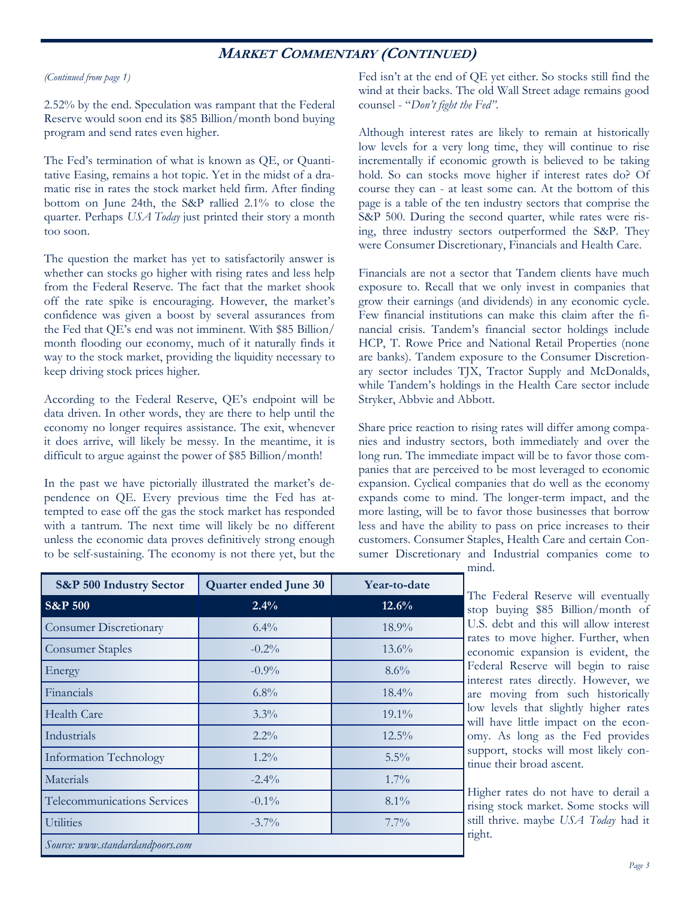## Market Commentary (Continued)

*(Continued from page 1)*

2.52% by the end. Speculation was rampant that the Federal Reserve would soon end its $85 Billion/month bond buying program and send rates even higher.

The Fed's termination of what is known as QE, or Quantitative Easing, remains a hot topic. Yet in the midst of a dramatic rise in rates the stock market held firm. After finding bottom on June 24th, the S&P rallied 2.1% to close the quarter. Perhaps *USA Today* just printed their story a month too soon.

The question the market has yet to satisfactorily answer is whether can stocks go higher with rising rates and less help from the Federal Reserve. The fact that the market shook off the rate spike is encouraging. However, the market's confidence was given a boost by several assurances from the Fed that QE's end was not imminent. With $85 Billion/month flooding our economy, much of it naturally finds it way to the stock market, providing the liquidity necessary to keep driving stock prices higher.

According to the Federal Reserve, QE's endpoint will be data driven. In other words, they are there to help until the economy no longer requires assistance. The exit, whenever it does arrive, will likely be messy. In the meantime, it is difficult to argue against the power of $85 Billion/month!

In the past we have pictorially illustrated the market's dependence on QE. Every previous time the Fed has attempted to ease off the gas the stock market has responded with a tantrum. The next time will likely be no different unless the economic data proves definitively strong enough to be self-sustaining. The economy is not there yet, but the Fed isn't at the end of QE yet either. So stocks still find the wind at their backs. The old Wall Street adage remains good counsel - "*Don't fight the Fed*".

Although interest rates are likely to remain at historically low levels for a very long time, they will continue to rise incrementally if economic growth is believed to be taking hold. So can stocks move higher if interest rates do? Of course they can - at least some can. At the bottom of this page is a table of the ten industry sectors that comprise the S&P 500. During the second quarter, while rates were rising, three industry sectors outperformed the S&P. They were Consumer Discretionary, Financials and Health Care.

Financials are not a sector that Tandem clients have much exposure to. Recall that we only invest in companies that grow their earnings (and dividends) in any economic cycle. Few financial institutions can make this claim after the financial crisis. Tandem's financial sector holdings include HCP, T. Rowe Price and National Retail Properties (none are banks). Tandem exposure to the Consumer Discretionary sector includes TJX, Tractor Supply and McDonalds, while Tandem's holdings in the Health Care sector include Stryker, Abbvie and Abbott.

Share price reaction to rising rates will differ among companies and industry sectors, both immediately and over the long run. The immediate impact will be to favor those companies that are perceived to be most leveraged to economic expansion. Cyclical companies that do well as the economy expands come to mind. The longer-term impact, and the more lasting, will be to favor those businesses that borrow less and have the ability to pass on price increases to their customers. Consumer Staples, Health Care and certain Consumer Discretionary and Industrial companies come to mind.

The Federal Reserve will eventually stop buying $85 Billion/month of U.S. debt and this will allow interest rates to move higher. Further, when economic expansion is evident, the Federal Reserve will begin to raise interest rates directly. However, we are moving from such historically low levels that slightly higher rates will have little impact on the economy. As long as the Fed provides support, stocks will most likely continue their broad ascent.

Higher rates do not have to derail a rising stock market. Some stocks will still thrive. maybe *USA Today* had it right.

| S&P 500 Industry Sector | Quarter ended June 30 | Year-to-date |
|---|---|---|
| **S&P 500** | **2.4%** | **12.6%** |
| Consumer Discretionary | 6.4% | 18.9% |
| Consumer Staples | -0.2% | 13.6% |
| Energy | -0.9% | 8.6% |
| Financials | 6.8% | 18.4% |
| Health Care | 3.3% | 19.1% |
| Industrials | 2.2% | 12.5% |
| Information Technology | 1.2% | 5.5% |
| Materials | -2.4% | 1.7% |
| Telecommunications Services | -0.1% | 8.1% |
| Utilities | -3.7% | 7.7% |

*Source: www.standardandpoors.com*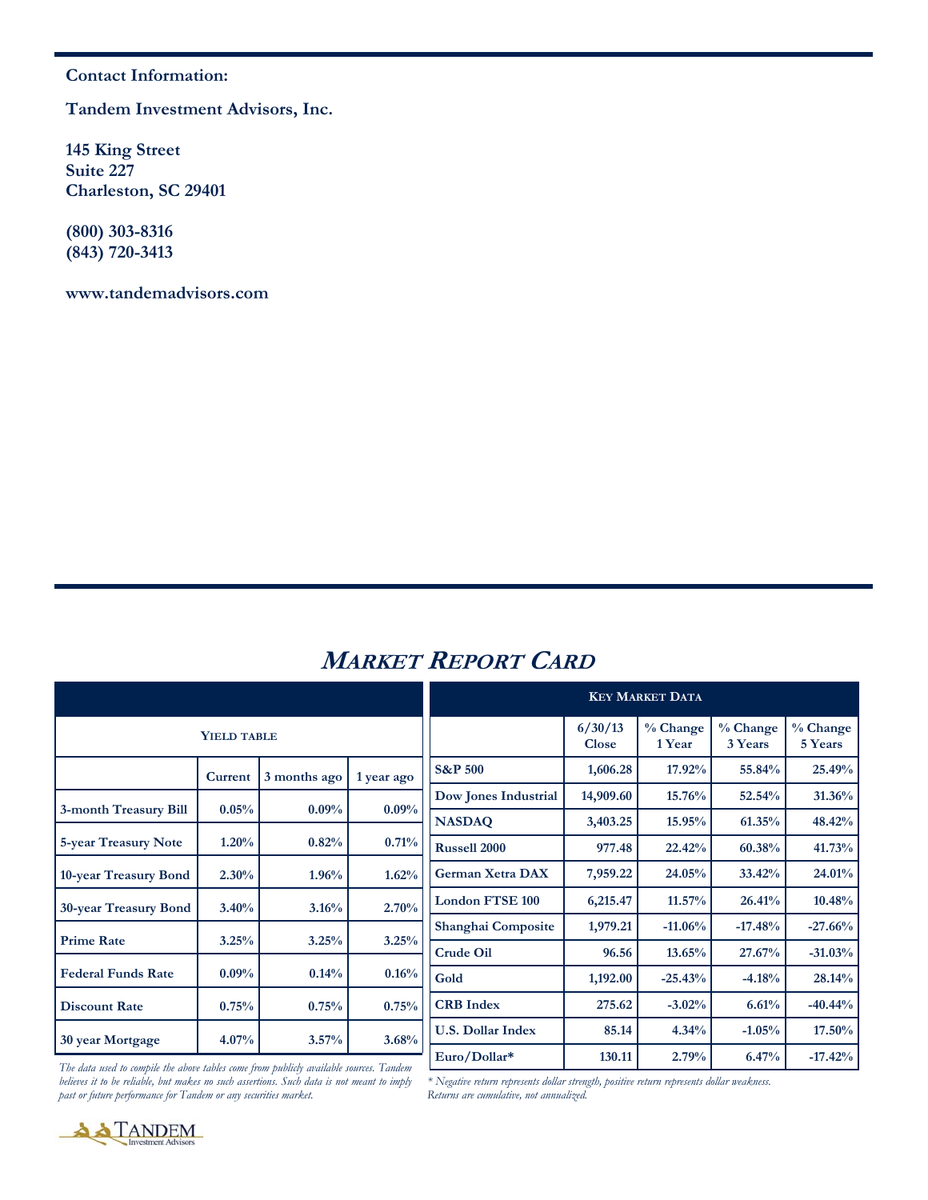**Contact Information:**

**Tandem Investment Advisors, Inc.**

**145 King Street**
**Suite 227**
**Charleston, SC 29401**

**(800) 303-8316**
**(843) 720-3413**

**www.tandemadvisors.com**

# *MARKET REPORT CARD*

**YIELD TABLE**

| | Current | 3 months ago | 1 year ago |
|---|---|---|---|
| 3-month Treasury Bill | 0.05% | 0.09% | 0.09% |
| 5-year Treasury Note | 1.20% | 0.82% | 0.71% |
| 10-year Treasury Bond | 2.30% | 1.96% | 1.62% |
| 30-year Treasury Bond | 3.40% | 3.16% | 2.70% |
| Prime Rate | 3.25% | 3.25% | 3.25% |
| Federal Funds Rate | 0.09% | 0.14% | 0.16% |
| Discount Rate | 0.75% | 0.75% | 0.75% |
| 30 year Mortgage | 4.07% | 3.57% | 3.68% |

*The data used to compile the above tables come from publicly available sources. Tandem believes it to be reliable, but makes no such assertions. Such data is not meant to imply past or future performance for Tandem or any securities market.*

**KEY MARKET DATA**

| | 6/30/13 Close | % Change 1 Year | % Change 3 Years | % Change 5 Years |
|---|---|---|---|---|
| S&P 500 | 1,606.28 | 17.92% | 55.84% | 25.49% |
| Dow Jones Industrial | 14,909.60 | 15.76% | 52.54% | 31.36% |
| NASDAQ | 3,403.25 | 15.95% | 61.35% | 48.42% |
| Russell 2000 | 977.48 | 22.42% | 60.38% | 41.73% |
| German Xetra DAX | 7,959.22 | 24.05% | 33.42% | 24.01% |
| London FTSE 100 | 6,215.47 | 11.57% | 26.41% | 10.48% |
| Shanghai Composite | 1,979.21 | -11.06% | -17.48% | -27.66% |
| Crude Oil | 96.56 | 13.65% | 27.67% | -31.03% |
| Gold | 1,192.00 | -25.43% | -4.18% | 28.14% |
| CRB Index | 275.62 | -3.02% | 6.61% | -40.44% |
| U.S. Dollar Index | 85.14 | 4.34% | -1.05% | 17.50% |
| Euro/Dollar* | 130.11 | 2.79% | 6.47% | -17.42% |

*\* Negative return represents dollar strength, positive return represents dollar weakness. Returns are cumulative, not annualized.*

TANDEM Investment Advisors